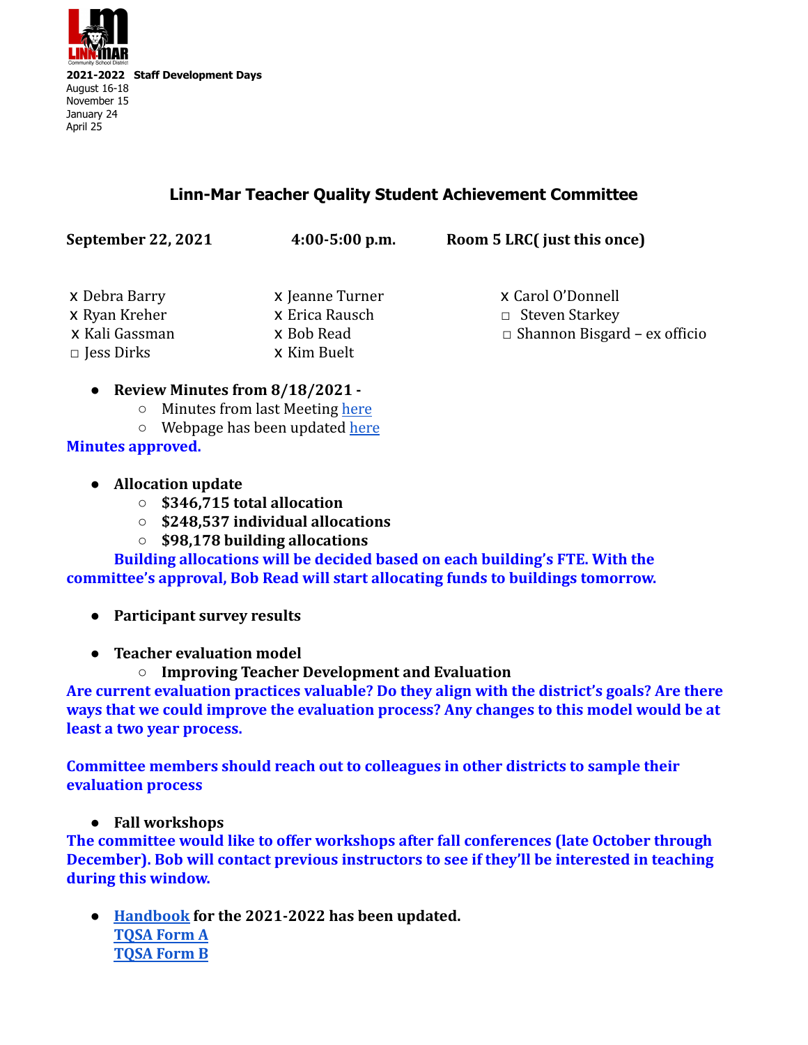**2021-2022 Staff Development Days**
August 16-18
November 15
January 24
April 25

# Linn-Mar Teacher Quality Student Achievement Committee

**September 22, 2021** | **4:00-5:00 p.m.** | **Room 5 LRC( just this once)**

x Debra Barry
x Ryan Kreher
x Kali Gassman
□ Jess Dirks
x Jeanne Turner
x Erica Rausch
x Bob Read
x Kim Buelt
x Carol O'Donnell
□ Steven Starkey
□ Shannon Bisgard – ex officio

- **Review Minutes from 8/18/2021 -**
  - Minutes from last Meeting here
  - Webpage has been updated here

**Minutes approved.**

- **Allocation update**
  - **$346,715 total allocation**
  - **$248,537 individual allocations**
  - **$98,178 building allocations**

**Building allocations will be decided based on each building's FTE. With the committee's approval, Bob Read will start allocating funds to buildings tomorrow.**

- **Participant survey results**

- **Teacher evaluation model**
  - **Improving Teacher Development and Evaluation**

**Are current evaluation practices valuable? Do they align with the district's goals? Are there ways that we could improve the evaluation process? Any changes to this model would be at least a two year process.**

**Committee members should reach out to colleagues in other districts to sample their evaluation process**

- **Fall workshops**

**The committee would like to offer workshops after fall conferences (late October through December). Bob will contact previous instructors to see if they'll be interested in teaching during this window.**

- **Handbook for the 2021-2022 has been updated.**
  **TQSA Form A**
  **TQSA Form B**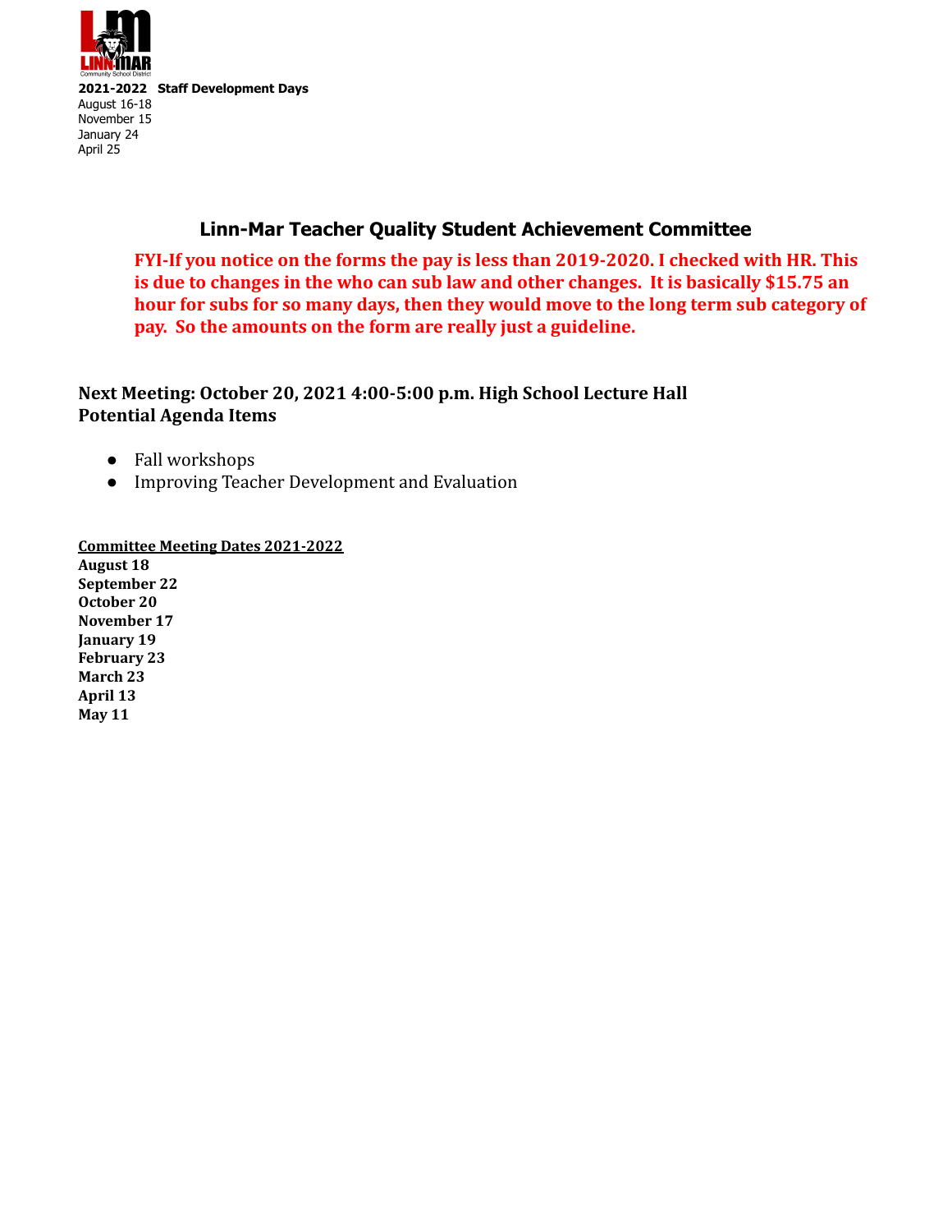**2021-2022 Staff Development Days**
August 16-18
November 15
January 24
April 25

## Linn-Mar Teacher Quality Student Achievement Committee

**FYI-If you notice on the forms the pay is less than 2019-2020. I checked with HR. This is due to changes in the who can sub law and other changes. It is basically $15.75 an hour for subs for so many days, then they would move to the long term sub category of pay. So the amounts on the form are really just a guideline.**

**Next Meeting: October 20, 2021 4:00-5:00 p.m. High School Lecture Hall**
**Potential Agenda Items**

- Fall workshops
- Improving Teacher Development and Evaluation

**Committee Meeting Dates 2021-2022**
**August 18**
**September 22**
**October 20**
**November 17**
**January 19**
**February 23**
**March 23**
**April 13**
**May 11**